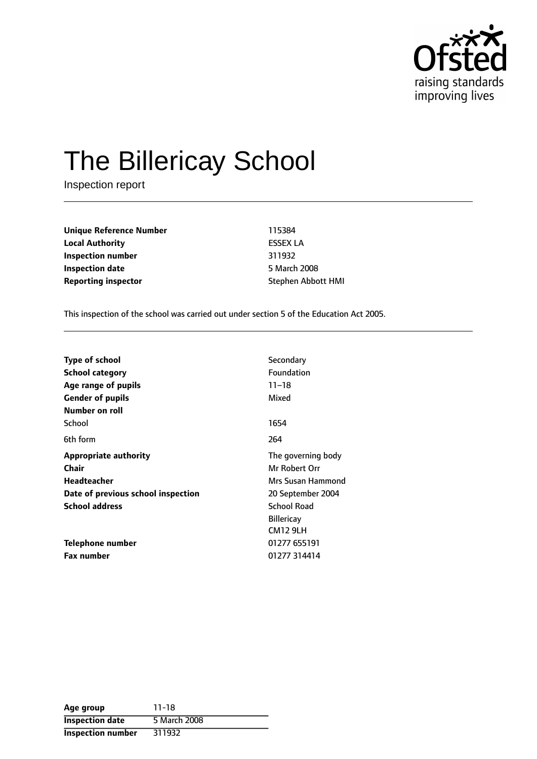Ofsted
raising standards
improving lives

# The Billericay School

Inspection report

| | |
|---|---|
| **Unique Reference Number** | 115384 |
| **Local Authority** | ESSEX LA |
| **Inspection number** | 311932 |
| **Inspection date** | 5 March 2008 |
| **Reporting inspector** | Stephen Abbott HMI |

This inspection of the school was carried out under section 5 of the Education Act 2005.

| | |
|---|---|
| **Type of school** | Secondary |
| **School category** | Foundation |
| **Age range of pupils** | 11–18 |
| **Gender of pupils** | Mixed |
| **Number on roll** | |
| School | 1654 |
| 6th form | 264 |
| **Appropriate authority** | The governing body |
| **Chair** | Mr Robert Orr |
| **Headteacher** | Mrs Susan Hammond |
| **Date of previous school inspection** | 20 September 2004 |
| **School address** | School Road<br>Billericay<br>CM12 9LH |
| **Telephone number** | 01277 655191 |
| **Fax number** | 01277 314414 |

| | |
|---|---|
| **Age group** | 11-18 |
| **Inspection date** | 5 March 2008 |
| **Inspection number** | 311932 |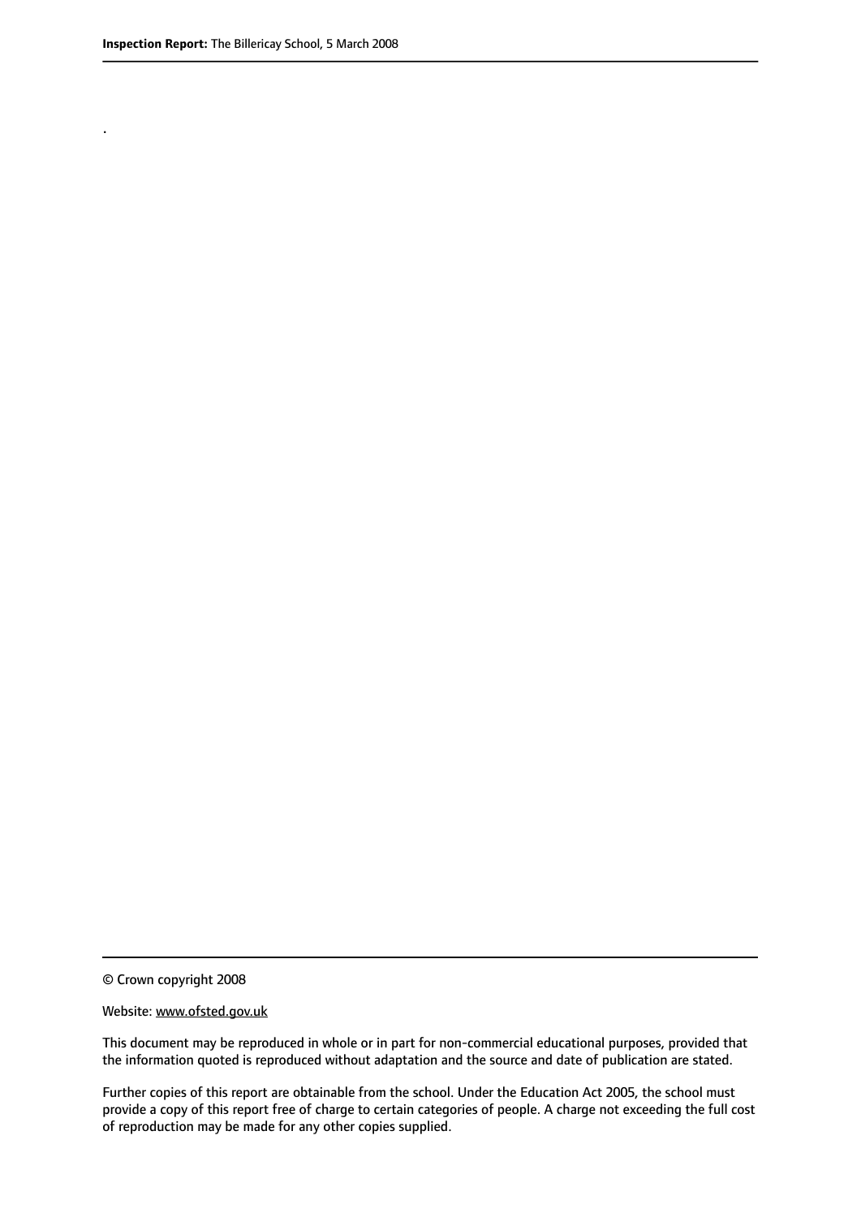.

© Crown copyright 2008

Website: www.ofsted.gov.uk

This document may be reproduced in whole or in part for non-commercial educational purposes, provided that the information quoted is reproduced without adaptation and the source and date of publication are stated.

Further copies of this report are obtainable from the school. Under the Education Act 2005, the school must provide a copy of this report free of charge to certain categories of people. A charge not exceeding the full cost of reproduction may be made for any other copies supplied.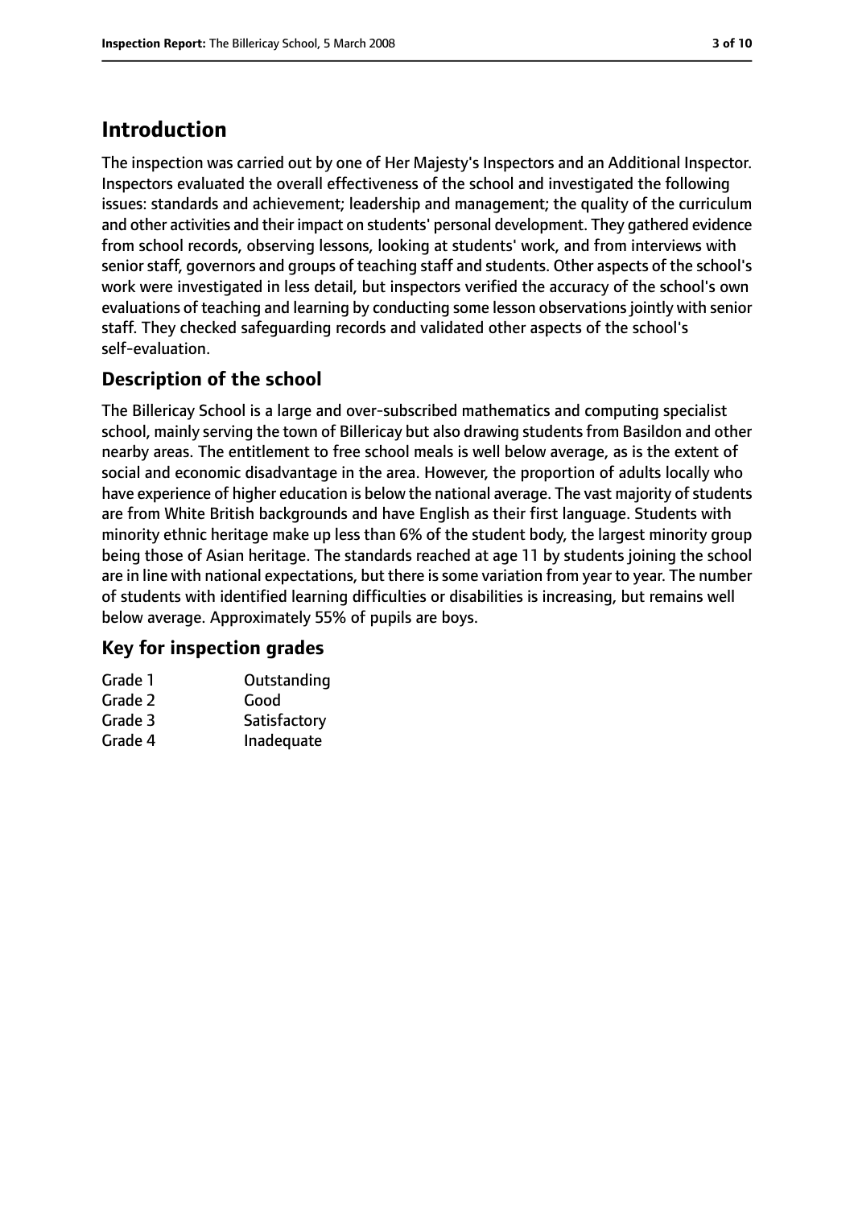# Introduction

The inspection was carried out by one of Her Majesty's Inspectors and an Additional Inspector. Inspectors evaluated the overall effectiveness of the school and investigated the following issues: standards and achievement; leadership and management; the quality of the curriculum and other activities and their impact on students' personal development. They gathered evidence from school records, observing lessons, looking at students' work, and from interviews with senior staff, governors and groups of teaching staff and students. Other aspects of the school's work were investigated in less detail, but inspectors verified the accuracy of the school's own evaluations of teaching and learning by conducting some lesson observations jointly with senior staff. They checked safeguarding records and validated other aspects of the school's self-evaluation.

## Description of the school

The Billericay School is a large and over-subscribed mathematics and computing specialist school, mainly serving the town of Billericay but also drawing students from Basildon and other nearby areas. The entitlement to free school meals is well below average, as is the extent of social and economic disadvantage in the area. However, the proportion of adults locally who have experience of higher education is below the national average. The vast majority of students are from White British backgrounds and have English as their first language. Students with minority ethnic heritage make up less than 6% of the student body, the largest minority group being those of Asian heritage. The standards reached at age 11 by students joining the school are in line with national expectations, but there is some variation from year to year. The number of students with identified learning difficulties or disabilities is increasing, but remains well below average. Approximately 55% of pupils are boys.

## Key for inspection grades

| | |
|---|---|
| Grade 1 | Outstanding |
| Grade 2 | Good |
| Grade 3 | Satisfactory |
| Grade 4 | Inadequate |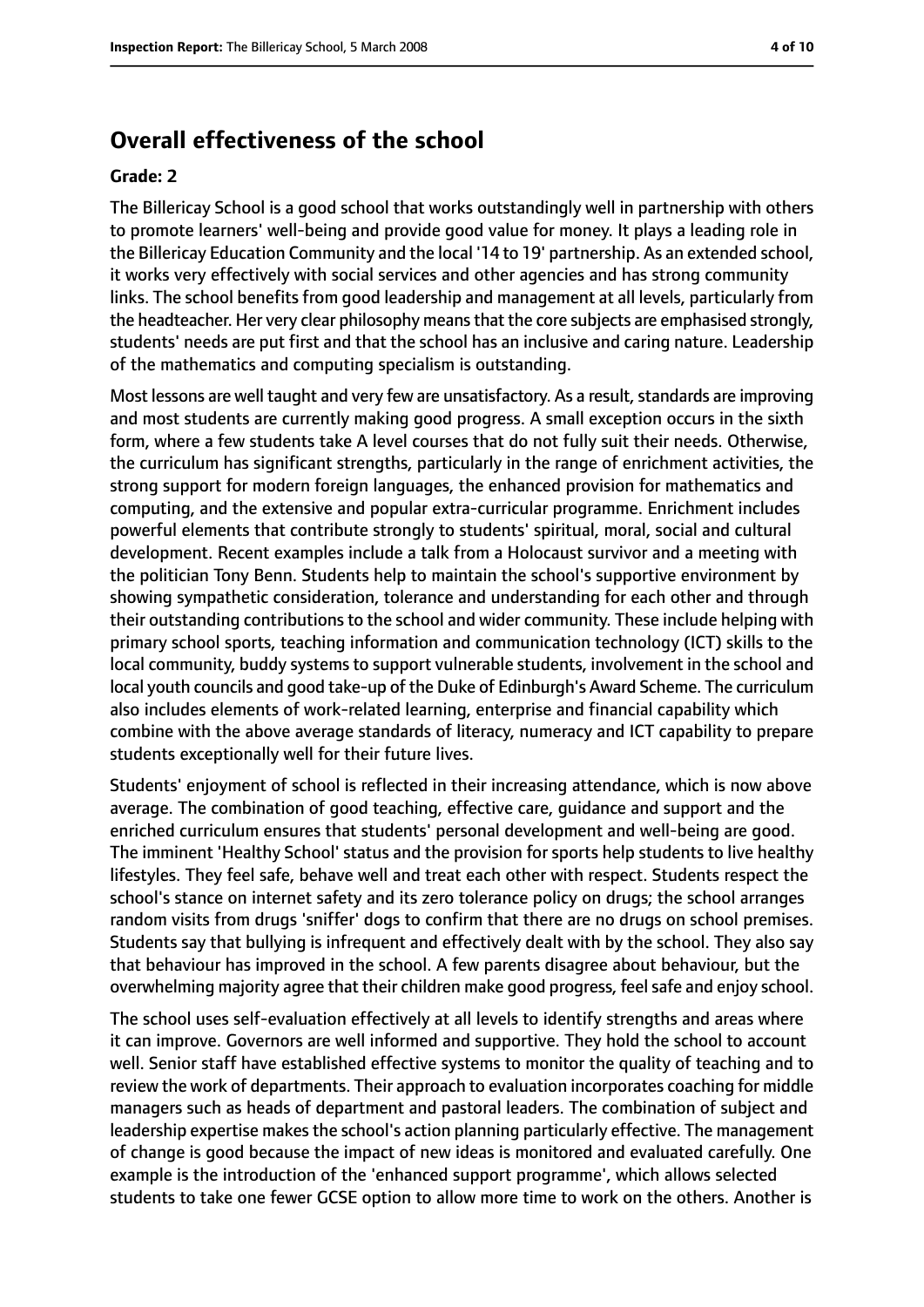## Overall effectiveness of the school

### Grade: 2

The Billericay School is a good school that works outstandingly well in partnership with others to promote learners' well-being and provide good value for money. It plays a leading role in the Billericay Education Community and the local '14 to 19' partnership. As an extended school, it works very effectively with social services and other agencies and has strong community links. The school benefits from good leadership and management at all levels, particularly from the headteacher. Her very clear philosophy means that the core subjects are emphasised strongly, students' needs are put first and that the school has an inclusive and caring nature. Leadership of the mathematics and computing specialism is outstanding.

Most lessons are well taught and very few are unsatisfactory. As a result, standards are improving and most students are currently making good progress. A small exception occurs in the sixth form, where a few students take A level courses that do not fully suit their needs. Otherwise, the curriculum has significant strengths, particularly in the range of enrichment activities, the strong support for modern foreign languages, the enhanced provision for mathematics and computing, and the extensive and popular extra-curricular programme. Enrichment includes powerful elements that contribute strongly to students' spiritual, moral, social and cultural development. Recent examples include a talk from a Holocaust survivor and a meeting with the politician Tony Benn. Students help to maintain the school's supportive environment by showing sympathetic consideration, tolerance and understanding for each other and through their outstanding contributions to the school and wider community. These include helping with primary school sports, teaching information and communication technology (ICT) skills to the local community, buddy systems to support vulnerable students, involvement in the school and local youth councils and good take-up of the Duke of Edinburgh's Award Scheme. The curriculum also includes elements of work-related learning, enterprise and financial capability which combine with the above average standards of literacy, numeracy and ICT capability to prepare students exceptionally well for their future lives.

Students' enjoyment of school is reflected in their increasing attendance, which is now above average. The combination of good teaching, effective care, guidance and support and the enriched curriculum ensures that students' personal development and well-being are good. The imminent 'Healthy School' status and the provision for sports help students to live healthy lifestyles. They feel safe, behave well and treat each other with respect. Students respect the school's stance on internet safety and its zero tolerance policy on drugs; the school arranges random visits from drugs 'sniffer' dogs to confirm that there are no drugs on school premises. Students say that bullying is infrequent and effectively dealt with by the school. They also say that behaviour has improved in the school. A few parents disagree about behaviour, but the overwhelming majority agree that their children make good progress, feel safe and enjoy school.

The school uses self-evaluation effectively at all levels to identify strengths and areas where it can improve. Governors are well informed and supportive. They hold the school to account well. Senior staff have established effective systems to monitor the quality of teaching and to review the work of departments. Their approach to evaluation incorporates coaching for middle managers such as heads of department and pastoral leaders. The combination of subject and leadership expertise makes the school's action planning particularly effective. The management of change is good because the impact of new ideas is monitored and evaluated carefully. One example is the introduction of the 'enhanced support programme', which allows selected students to take one fewer GCSE option to allow more time to work on the others. Another is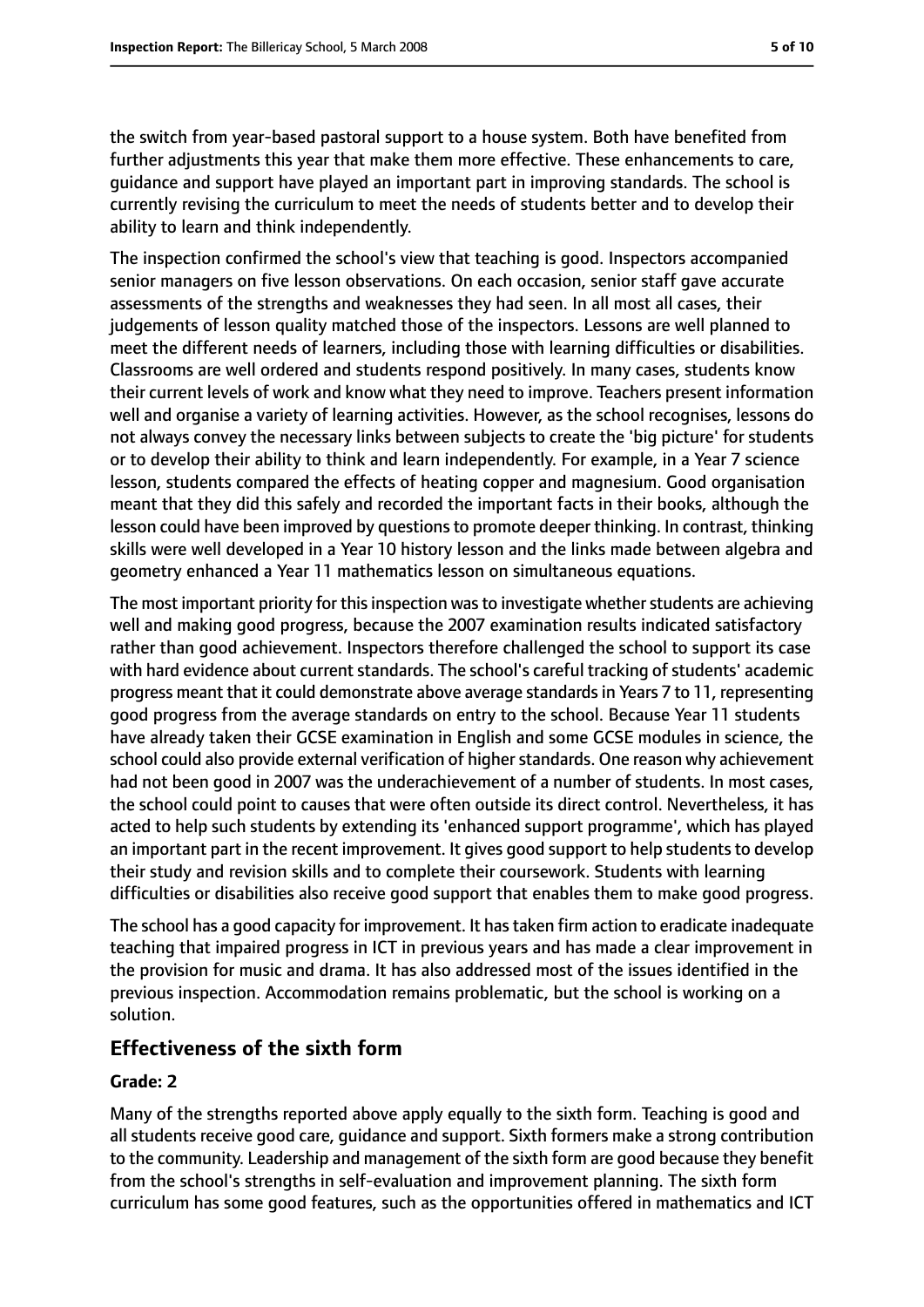the switch from year-based pastoral support to a house system. Both have benefited from further adjustments this year that make them more effective. These enhancements to care, guidance and support have played an important part in improving standards. The school is currently revising the curriculum to meet the needs of students better and to develop their ability to learn and think independently.

The inspection confirmed the school's view that teaching is good. Inspectors accompanied senior managers on five lesson observations. On each occasion, senior staff gave accurate assessments of the strengths and weaknesses they had seen. In all most all cases, their judgements of lesson quality matched those of the inspectors. Lessons are well planned to meet the different needs of learners, including those with learning difficulties or disabilities. Classrooms are well ordered and students respond positively. In many cases, students know their current levels of work and know what they need to improve. Teachers present information well and organise a variety of learning activities. However, as the school recognises, lessons do not always convey the necessary links between subjects to create the 'big picture' for students or to develop their ability to think and learn independently. For example, in a Year 7 science lesson, students compared the effects of heating copper and magnesium. Good organisation meant that they did this safely and recorded the important facts in their books, although the lesson could have been improved by questions to promote deeper thinking. In contrast, thinking skills were well developed in a Year 10 history lesson and the links made between algebra and geometry enhanced a Year 11 mathematics lesson on simultaneous equations.

The most important priority for this inspection was to investigate whether students are achieving well and making good progress, because the 2007 examination results indicated satisfactory rather than good achievement. Inspectors therefore challenged the school to support its case with hard evidence about current standards. The school's careful tracking of students' academic progress meant that it could demonstrate above average standards in Years 7 to 11, representing good progress from the average standards on entry to the school. Because Year 11 students have already taken their GCSE examination in English and some GCSE modules in science, the school could also provide external verification of higher standards. One reason why achievement had not been good in 2007 was the underachievement of a number of students. In most cases, the school could point to causes that were often outside its direct control. Nevertheless, it has acted to help such students by extending its 'enhanced support programme', which has played an important part in the recent improvement. It gives good support to help students to develop their study and revision skills and to complete their coursework. Students with learning difficulties or disabilities also receive good support that enables them to make good progress.

The school has a good capacity for improvement. It has taken firm action to eradicate inadequate teaching that impaired progress in ICT in previous years and has made a clear improvement in the provision for music and drama. It has also addressed most of the issues identified in the previous inspection. Accommodation remains problematic, but the school is working on a solution.

## Effectiveness of the sixth form

### Grade: 2

Many of the strengths reported above apply equally to the sixth form. Teaching is good and all students receive good care, guidance and support. Sixth formers make a strong contribution to the community. Leadership and management of the sixth form are good because they benefit from the school's strengths in self-evaluation and improvement planning. The sixth form curriculum has some good features, such as the opportunities offered in mathematics and ICT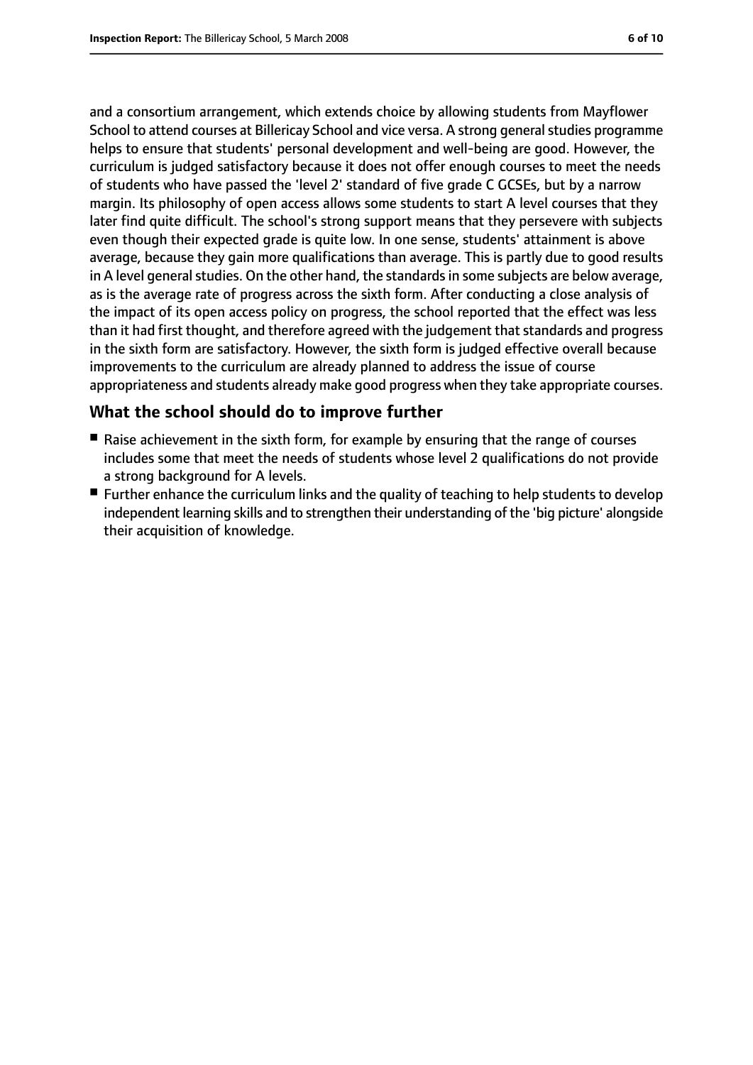and a consortium arrangement, which extends choice by allowing students from Mayflower School to attend courses at Billericay School and vice versa. A strong general studies programme helps to ensure that students' personal development and well-being are good. However, the curriculum is judged satisfactory because it does not offer enough courses to meet the needs of students who have passed the 'level 2' standard of five grade C GCSEs, but by a narrow margin. Its philosophy of open access allows some students to start A level courses that they later find quite difficult. The school's strong support means that they persevere with subjects even though their expected grade is quite low. In one sense, students' attainment is above average, because they gain more qualifications than average. This is partly due to good results in A level general studies. On the other hand, the standards in some subjects are below average, as is the average rate of progress across the sixth form. After conducting a close analysis of the impact of its open access policy on progress, the school reported that the effect was less than it had first thought, and therefore agreed with the judgement that standards and progress in the sixth form are satisfactory. However, the sixth form is judged effective overall because improvements to the curriculum are already planned to address the issue of course appropriateness and students already make good progress when they take appropriate courses.

## What the school should do to improve further

- Raise achievement in the sixth form, for example by ensuring that the range of courses includes some that meet the needs of students whose level 2 qualifications do not provide a strong background for A levels.
- Further enhance the curriculum links and the quality of teaching to help students to develop independent learning skills and to strengthen their understanding of the 'big picture' alongside their acquisition of knowledge.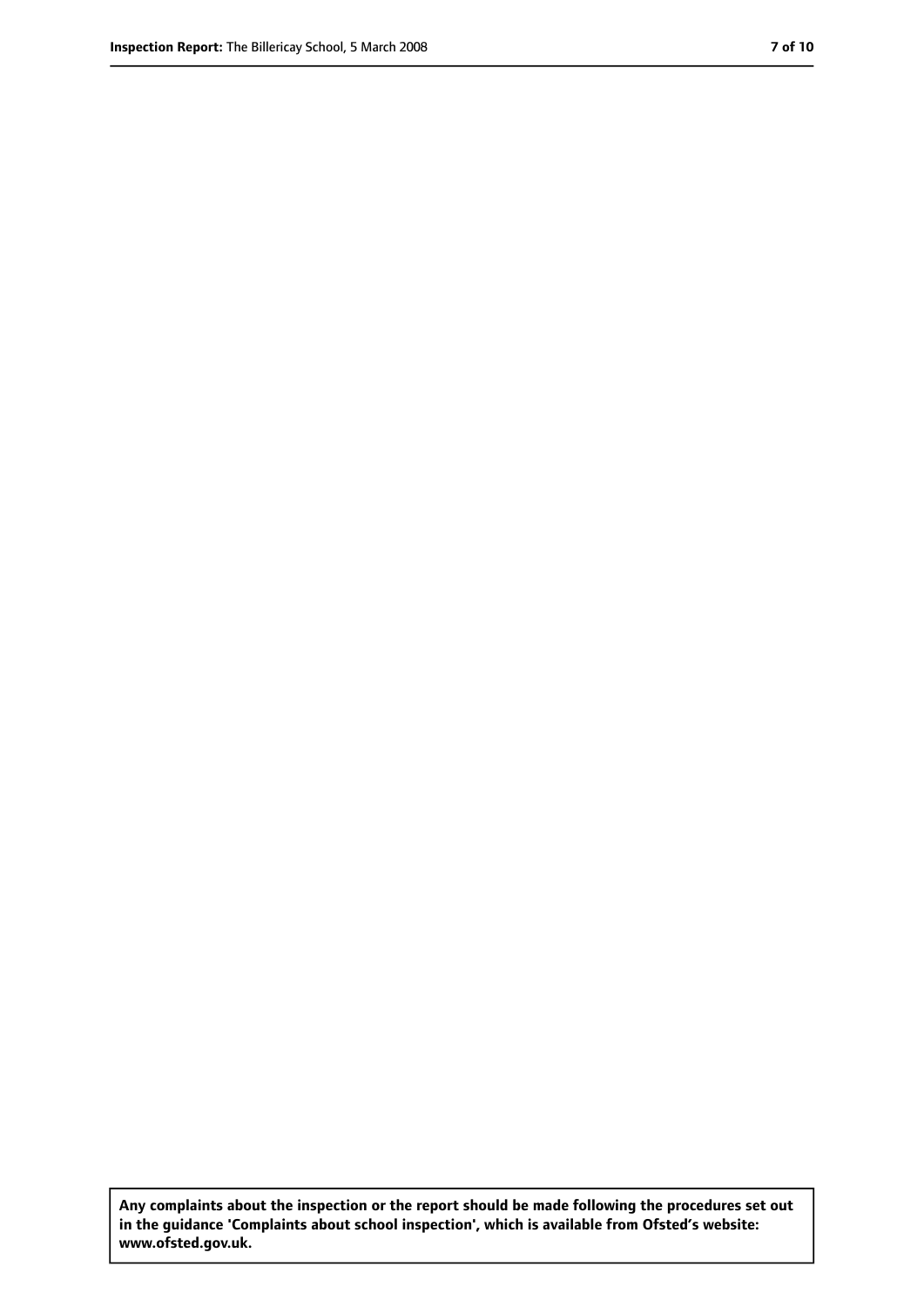**Any complaints about the inspection or the report should be made following the procedures set out in the guidance 'Complaints about school inspection', which is available from Ofsted's website: www.ofsted.gov.uk.**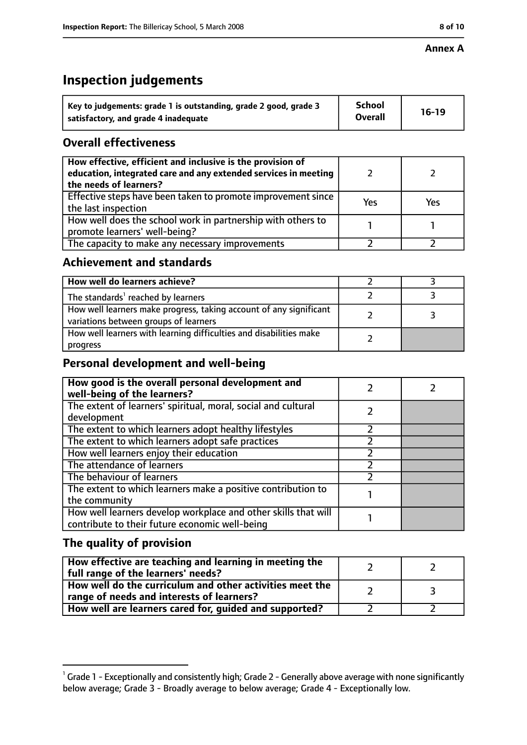**Annex A**

# Inspection judgements

| Key to judgements: grade 1 is outstanding, grade 2 good, grade 3 satisfactory, and grade 4 inadequate | School Overall | 16-19 |
|---|---|---|

## Overall effectiveness

| | | |
|---|---|---|
| How effective, efficient and inclusive is the provision of education, integrated care and any extended services in meeting the needs of learners? | 2 | 2 |
| Effective steps have been taken to promote improvement since the last inspection | Yes | Yes |
| How well does the school work in partnership with others to promote learners' well-being? | 1 | 1 |
| The capacity to make any necessary improvements | 2 | 2 |

## Achievement and standards

| | | |
|---|---|---|
| How well do learners achieve? | 2 | 3 |
| The standards[1] reached by learners | 2 | 3 |
| How well learners make progress, taking account of any significant variations between groups of learners | 2 | 3 |
| How well learners with learning difficulties and disabilities make progress | 2 | |

## Personal development and well-being

| | | |
|---|---|---|
| How good is the overall personal development and well-being of the learners? | 2 | 2 |
| The extent of learners' spiritual, moral, social and cultural development | 2 | |
| The extent to which learners adopt healthy lifestyles | 2 | |
| The extent to which learners adopt safe practices | 2 | |
| How well learners enjoy their education | 2 | |
| The attendance of learners | 2 | |
| The behaviour of learners | 2 | |
| The extent to which learners make a positive contribution to the community | 1 | |
| How well learners develop workplace and other skills that will contribute to their future economic well-being | 1 | |

## The quality of provision

| | | |
|---|---|---|
| How effective are teaching and learning in meeting the full range of the learners' needs? | 2 | 2 |
| How well do the curriculum and other activities meet the range of needs and interests of learners? | 2 | 3 |
| How well are learners cared for, guided and supported? | 2 | 2 |

[1] Grade 1 - Exceptionally and consistently high; Grade 2 - Generally above average with none significantly below average; Grade 3 - Broadly average to below average; Grade 4 - Exceptionally low.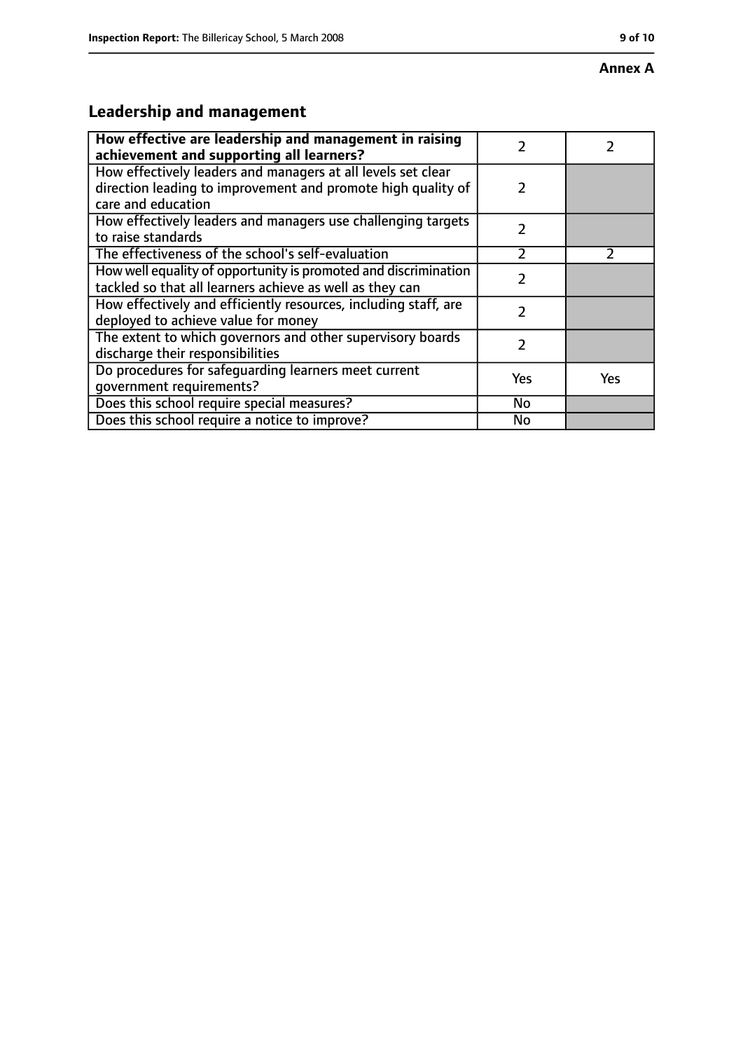**Annex A**

## Leadership and management

| | | |
|---|---|---|
| **How effective are leadership and management in raising achievement and supporting all learners?** | 2 | 2 |
| How effectively leaders and managers at all levels set clear direction leading to improvement and promote high quality of care and education | 2 | |
| How effectively leaders and managers use challenging targets to raise standards | 2 | |
| The effectiveness of the school's self-evaluation | 2 | 2 |
| How well equality of opportunity is promoted and discrimination tackled so that all learners achieve as well as they can | 2 | |
| How effectively and efficiently resources, including staff, are deployed to achieve value for money | 2 | |
| The extent to which governors and other supervisory boards discharge their responsibilities | 2 | |
| Do procedures for safeguarding learners meet current government requirements? | Yes | Yes |
| Does this school require special measures? | No | |
| Does this school require a notice to improve? | No | |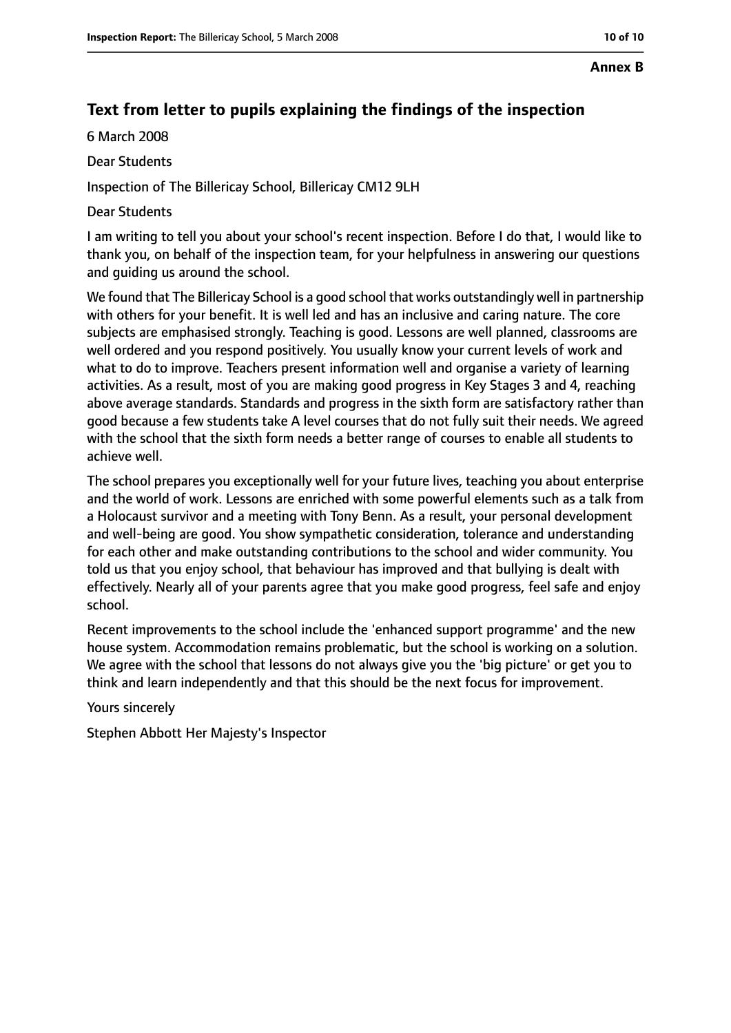**Annex B**

## Text from letter to pupils explaining the findings of the inspection

6 March 2008

Dear Students

Inspection of The Billericay School, Billericay CM12 9LH

Dear Students

I am writing to tell you about your school's recent inspection. Before I do that, I would like to thank you, on behalf of the inspection team, for your helpfulness in answering our questions and guiding us around the school.

We found that The Billericay School is a good school that works outstandingly well in partnership with others for your benefit. It is well led and has an inclusive and caring nature. The core subjects are emphasised strongly. Teaching is good. Lessons are well planned, classrooms are well ordered and you respond positively. You usually know your current levels of work and what to do to improve. Teachers present information well and organise a variety of learning activities. As a result, most of you are making good progress in Key Stages 3 and 4, reaching above average standards. Standards and progress in the sixth form are satisfactory rather than good because a few students take A level courses that do not fully suit their needs. We agreed with the school that the sixth form needs a better range of courses to enable all students to achieve well.

The school prepares you exceptionally well for your future lives, teaching you about enterprise and the world of work. Lessons are enriched with some powerful elements such as a talk from a Holocaust survivor and a meeting with Tony Benn. As a result, your personal development and well-being are good. You show sympathetic consideration, tolerance and understanding for each other and make outstanding contributions to the school and wider community. You told us that you enjoy school, that behaviour has improved and that bullying is dealt with effectively. Nearly all of your parents agree that you make good progress, feel safe and enjoy school.

Recent improvements to the school include the 'enhanced support programme' and the new house system. Accommodation remains problematic, but the school is working on a solution. We agree with the school that lessons do not always give you the 'big picture' or get you to think and learn independently and that this should be the next focus for improvement.

Yours sincerely

Stephen Abbott Her Majesty's Inspector